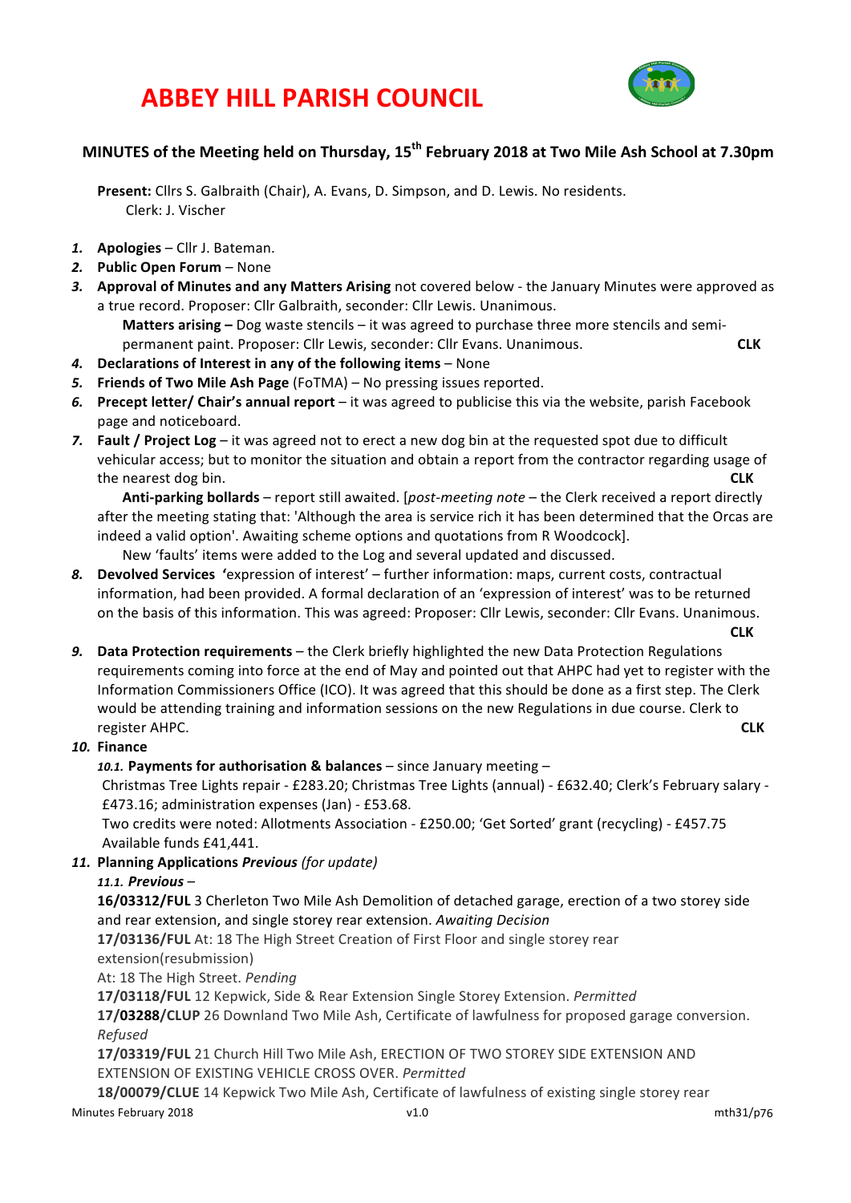# ABBEY HILL PARISH COUNCIL

## MINUTES of the Meeting held on Thursday, 15th February 2018 at Two Mile Ash School at 7.30pm

**Present:** Cllrs S. Galbraith (Chair), A. Evans, D. Simpson, and D. Lewis. No residents.
Clerk: J. Vischer

1. **Apologies** – Cllr J. Bateman.
2. **Public Open Forum** – None
3. **Approval of Minutes and any Matters Arising** not covered below - the January Minutes were approved as a true record. Proposer: Cllr Galbraith, seconder: Cllr Lewis. Unanimous.
   **Matters arising –** Dog waste stencils – it was agreed to purchase three more stencils and semi-permanent paint. Proposer: Cllr Lewis, seconder: Cllr Evans. Unanimous. **CLK**
4. **Declarations of Interest in any of the following items** – None
5. **Friends of Two Mile Ash Page** (FoTMA) – No pressing issues reported.
6. **Precept letter/ Chair's annual report** – it was agreed to publicise this via the website, parish Facebook page and noticeboard.
7. **Fault / Project Log** – it was agreed not to erect a new dog bin at the requested spot due to difficult vehicular access; but to monitor the situation and obtain a report from the contractor regarding usage of the nearest dog bin. **CLK**
   **Anti-parking bollards** – report still awaited. [*post-meeting note* – the Clerk received a report directly after the meeting stating that: 'Although the area is service rich it has been determined that the Orcas are indeed a valid option'. Awaiting scheme options and quotations from R Woodcock].
   New 'faults' items were added to the Log and several updated and discussed.
8. **Devolved Services 'expression of interest'** – further information: maps, current costs, contractual information, had been provided. A formal declaration of an 'expression of interest' was to be returned on the basis of this information. This was agreed: Proposer: Cllr Lewis, seconder: Cllr Evans. Unanimous. **CLK**
9. **Data Protection requirements** – the Clerk briefly highlighted the new Data Protection Regulations requirements coming into force at the end of May and pointed out that AHPC had yet to register with the Information Commissioners Office (ICO). It was agreed that this should be done as a first step. The Clerk would be attending training and information sessions on the new Regulations in due course. Clerk to register AHPC. **CLK**
10. **Finance**
    *10.1.* **Payments for authorisation & balances** – since January meeting –
    Christmas Tree Lights repair - £283.20; Christmas Tree Lights (annual) - £632.40; Clerk's February salary - £473.16; administration expenses (Jan) - £53.68.
    Two credits were noted: Allotments Association - £250.00; 'Get Sorted' grant (recycling) - £457.75
    Available funds £41,441.
11. **Planning Applications *Previous*** *(for update)*
    *11.1.* ***Previous*** –
    **16/03312/FUL** 3 Cherleton Two Mile Ash Demolition of detached garage, erection of a two storey side and rear extension, and single storey rear extension. *Awaiting Decision*
    **17/03136/FUL** At: 18 The High Street Creation of First Floor and single storey rear extension(resubmission)
    At: 18 The High Street. *Pending*
    **17/03118/FUL** 12 Kepwick, Side & Rear Extension Single Storey Extension. *Permitted*
    **17/03288/CLUP** 26 Downland Two Mile Ash, Certificate of lawfulness for proposed garage conversion. *Refused*
    **17/03319/FUL** 21 Church Hill Two Mile Ash, ERECTION OF TWO STOREY SIDE EXTENSION AND EXTENSION OF EXISTING VEHICLE CROSS OVER. *Permitted*
    **18/00079/CLUE** 14 Kepwick Two Mile Ash, Certificate of lawfulness of existing single storey rear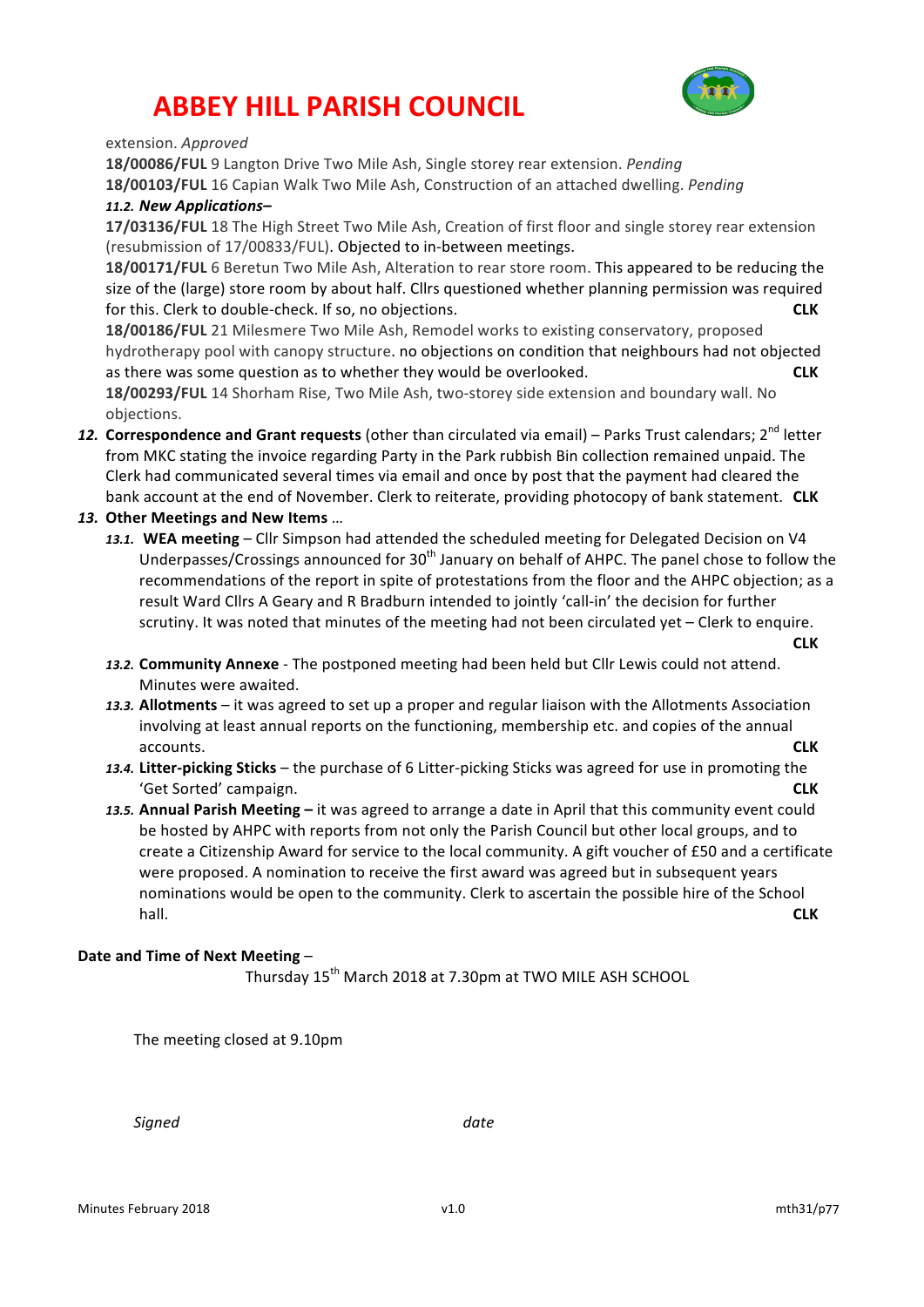extension. *Approved*

**18/00086/FUL** 9 Langton Drive Two Mile Ash, Single storey rear extension. *Pending*

**18/00103/FUL** 16 Capian Walk Two Mile Ash, Construction of an attached dwelling. *Pending*

*11.2.* ***New Applications–***

**17/03136/FUL** 18 The High Street Two Mile Ash, Creation of first floor and single storey rear extension (resubmission of 17/00833/FUL). Objected to in-between meetings.

**18/00171/FUL** 6 Beretun Two Mile Ash, Alteration to rear store room. This appeared to be reducing the size of the (large) store room by about half. Cllrs questioned whether planning permission was required for this. Clerk to double-check. If so, no objections. **CLK**

**18/00186/FUL** 21 Milesmere Two Mile Ash, Remodel works to existing conservatory, proposed hydrotherapy pool with canopy structure. no objections on condition that neighbours had not objected as there was some question as to whether they would be overlooked. **CLK**

**18/00293/FUL** 14 Shorham Rise, Two Mile Ash, two-storey side extension and boundary wall. No objections.

***12.*** **Correspondence and Grant requests** (other than circulated via email) – Parks Trust calendars; 2nd letter from MKC stating the invoice regarding Party in the Park rubbish Bin collection remained unpaid. The Clerk had communicated several times via email and once by post that the payment had cleared the bank account at the end of November. Clerk to reiterate, providing photocopy of bank statement. **CLK**

***13.*** **Other Meetings and New Items** …

*13.1.* **WEA meeting** – Cllr Simpson had attended the scheduled meeting for Delegated Decision on V4 Underpasses/Crossings announced for 30th January on behalf of AHPC. The panel chose to follow the recommendations of the report in spite of protestations from the floor and the AHPC objection; as a result Ward Cllrs A Geary and R Bradburn intended to jointly 'call-in' the decision for further scrutiny. It was noted that minutes of the meeting had not been circulated yet – Clerk to enquire. **CLK**

*13.2.* **Community Annexe** - The postponed meeting had been held but Cllr Lewis could not attend. Minutes were awaited.

*13.3.* **Allotments** – it was agreed to set up a proper and regular liaison with the Allotments Association involving at least annual reports on the functioning, membership etc. and copies of the annual accounts. **CLK**

*13.4.* **Litter-picking Sticks** – the purchase of 6 Litter-picking Sticks was agreed for use in promoting the 'Get Sorted' campaign. **CLK**

*13.5.* **Annual Parish Meeting –** it was agreed to arrange a date in April that this community event could be hosted by AHPC with reports from not only the Parish Council but other local groups, and to create a Citizenship Award for service to the local community. A gift voucher of £50 and a certificate were proposed. A nomination to receive the first award was agreed but in subsequent years nominations would be open to the community. Clerk to ascertain the possible hire of the School hall. **CLK**

**Date and Time of Next Meeting** –

Thursday 15th March 2018 at 7.30pm at TWO MILE ASH SCHOOL

The meeting closed at 9.10pm

*Signed* *date*